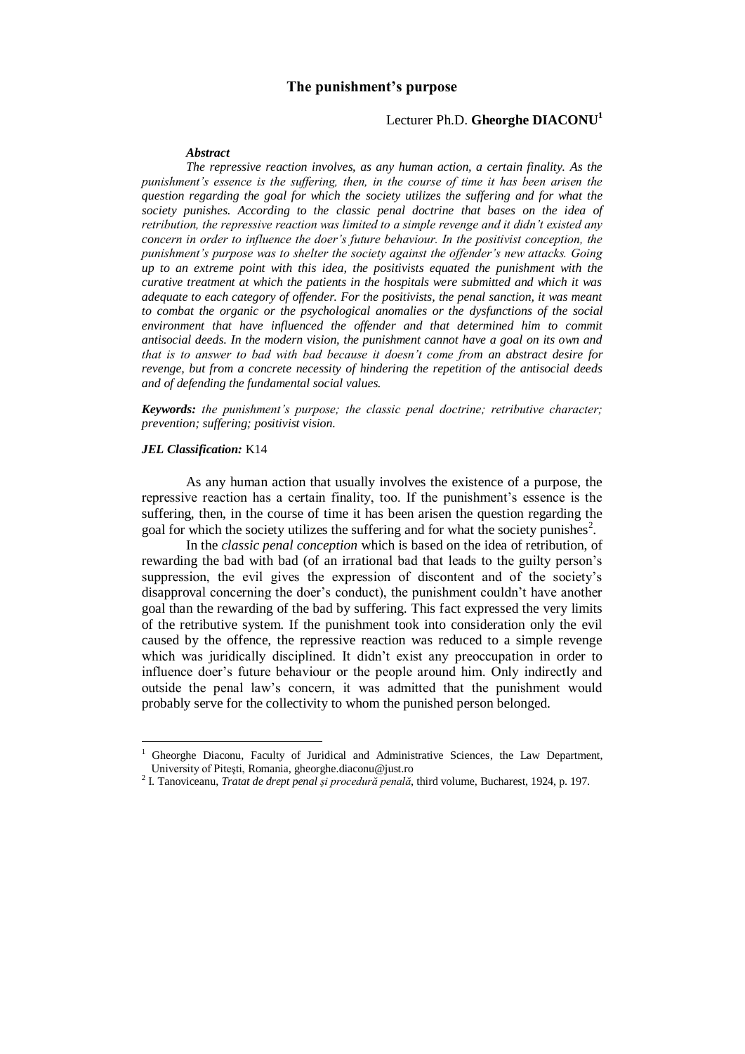# The punishment's purpose

Lecturer Ph.D. **Gheorghe DIACONU**[1]

***Abstract***

*The repressive reaction involves, as any human action, a certain finality. As the punishment's essence is the suffering, then, in the course of time it has been arisen the question regarding the goal for which the society utilizes the suffering and for what the society punishes. According to the classic penal doctrine that bases on the idea of retribution, the repressive reaction was limited to a simple revenge and it didn't existed any concern in order to influence the doer's future behaviour. In the positivist conception, the punishment's purpose was to shelter the society against the offender's new attacks. Going up to an extreme point with this idea, the positivists equated the punishment with the curative treatment at which the patients in the hospitals were submitted and which it was adequate to each category of offender. For the positivists, the penal sanction, it was meant to combat the organic or the psychological anomalies or the dysfunctions of the social environment that have influenced the offender and that determined him to commit antisocial deeds. In the modern vision, the punishment cannot have a goal on its own and that is to answer to bad with bad because it doesn't come from an abstract desire for revenge, but from a concrete necessity of hindering the repetition of the antisocial deeds and of defending the fundamental social values.*

***Keywords:*** *the punishment's purpose; the classic penal doctrine; retributive character; prevention; suffering; positivist vision.*

***JEL Classification:*** K14

As any human action that usually involves the existence of a purpose, the repressive reaction has a certain finality, too. If the punishment's essence is the suffering, then, in the course of time it has been arisen the question regarding the goal for which the society utilizes the suffering and for what the society punishes[2].

In the *classic penal conception* which is based on the idea of retribution, of rewarding the bad with bad (of an irrational bad that leads to the guilty person's suppression, the evil gives the expression of discontent and of the society's disapproval concerning the doer's conduct), the punishment couldn't have another goal than the rewarding of the bad by suffering. This fact expressed the very limits of the retributive system. If the punishment took into consideration only the evil caused by the offence, the repressive reaction was reduced to a simple revenge which was juridically disciplined. It didn't exist any preoccupation in order to influence doer's future behaviour or the people around him. Only indirectly and outside the penal law's concern, it was admitted that the punishment would probably serve for the collectivity to whom the punished person belonged.

---

[1] Gheorghe Diaconu, Faculty of Juridical and Administrative Sciences, the Law Department, University of Piteşti, Romania, gheorghe.diaconu@just.ro

[2] I. Tanoviceanu, *Tratat de drept penal şi procedură penală*, third volume, Bucharest, 1924, p. 197.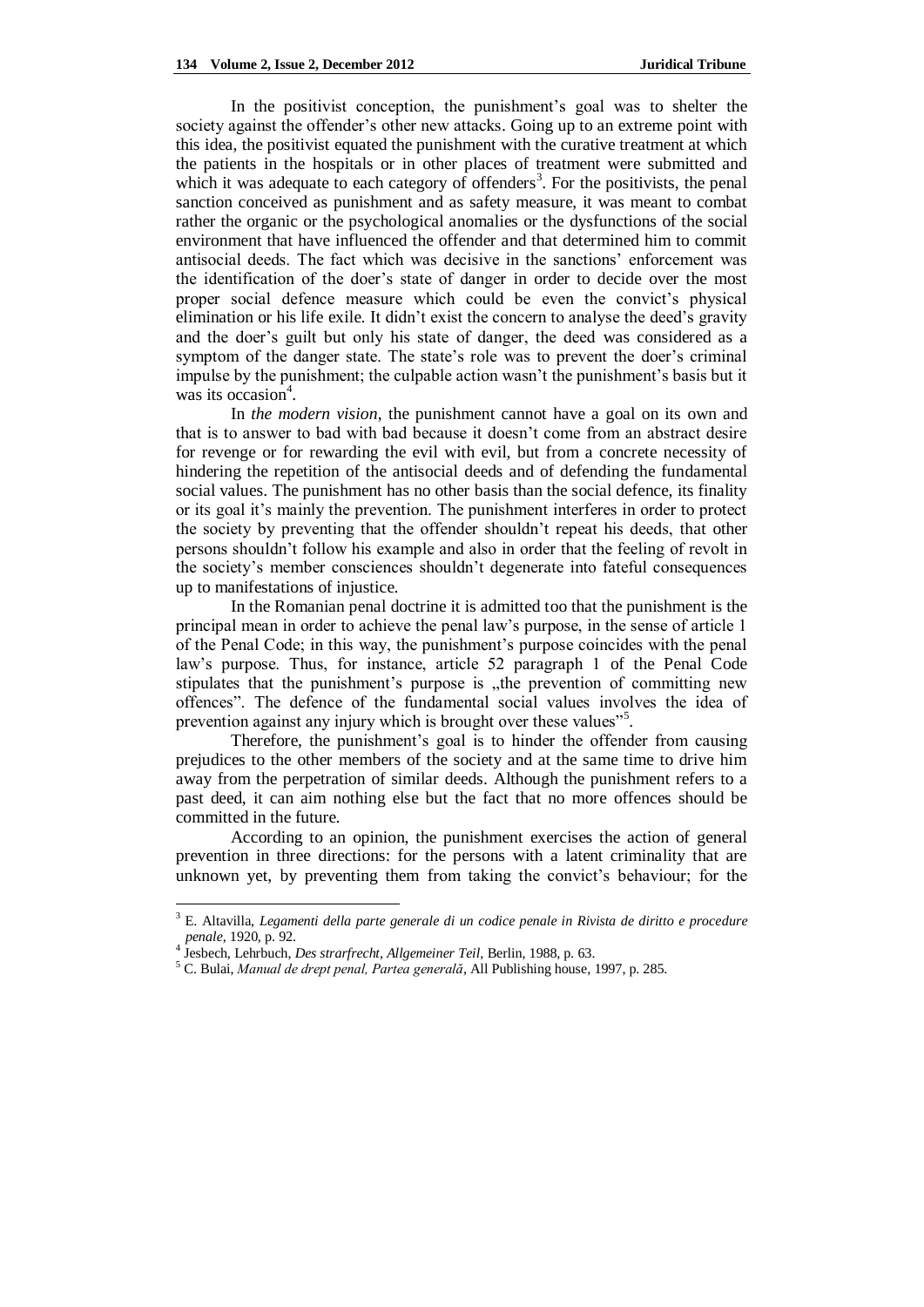In the positivist conception, the punishment's goal was to shelter the society against the offender's other new attacks. Going up to an extreme point with this idea, the positivist equated the punishment with the curative treatment at which the patients in the hospitals or in other places of treatment were submitted and which it was adequate to each category of offenders[3]. For the positivists, the penal sanction conceived as punishment and as safety measure, it was meant to combat rather the organic or the psychological anomalies or the dysfunctions of the social environment that have influenced the offender and that determined him to commit antisocial deeds. The fact which was decisive in the sanctions' enforcement was the identification of the doer's state of danger in order to decide over the most proper social defence measure which could be even the convict's physical elimination or his life exile. It didn't exist the concern to analyse the deed's gravity and the doer's guilt but only his state of danger, the deed was considered as a symptom of the danger state. The state's role was to prevent the doer's criminal impulse by the punishment; the culpable action wasn't the punishment's basis but it was its occasion[4].

In *the modern vision*, the punishment cannot have a goal on its own and that is to answer to bad with bad because it doesn't come from an abstract desire for revenge or for rewarding the evil with evil, but from a concrete necessity of hindering the repetition of the antisocial deeds and of defending the fundamental social values. The punishment has no other basis than the social defence, its finality or its goal it's mainly the prevention. The punishment interferes in order to protect the society by preventing that the offender shouldn't repeat his deeds, that other persons shouldn't follow his example and also in order that the feeling of revolt in the society's member consciences shouldn't degenerate into fateful consequences up to manifestations of injustice.

In the Romanian penal doctrine it is admitted too that the punishment is the principal mean in order to achieve the penal law's purpose, in the sense of article 1 of the Penal Code; in this way, the punishment's purpose coincides with the penal law's purpose. Thus, for instance, article 52 paragraph 1 of the Penal Code stipulates that the punishment's purpose is „the prevention of committing new offences". The defence of the fundamental social values involves the idea of prevention against any injury which is brought over these values"[5].

Therefore, the punishment's goal is to hinder the offender from causing prejudices to the other members of the society and at the same time to drive him away from the perpetration of similar deeds. Although the punishment refers to a past deed, it can aim nothing else but the fact that no more offences should be committed in the future.

According to an opinion, the punishment exercises the action of general prevention in three directions: for the persons with a latent criminality that are unknown yet, by preventing them from taking the convict's behaviour; for the

---

[3] E. Altavilla, *Legamenti della parte generale di un codice penale in Rivista de diritto e procedure penale*, 1920, p. 92.

[4] Jesbech, Lehrbuch, *Des strarfrecht, Allgemeiner Teil*, Berlin, 1988, p. 63.

[5] C. Bulai, *Manual de drept penal, Partea generală*, All Publishing house, 1997, p. 285.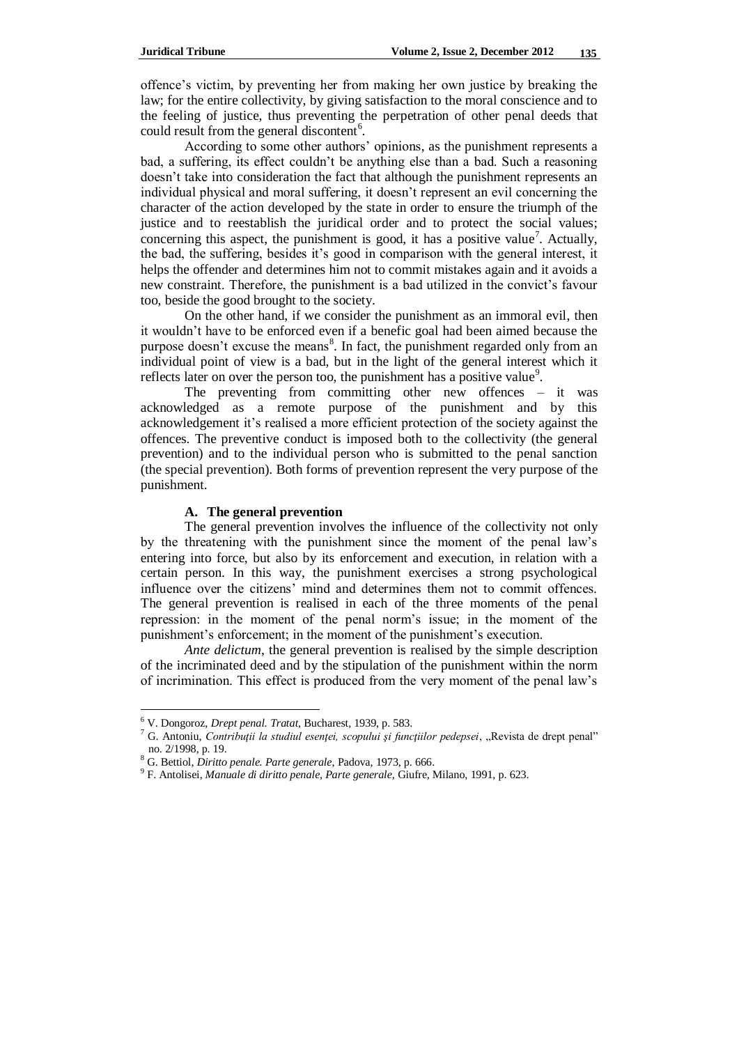offence's victim, by preventing her from making her own justice by breaking the law; for the entire collectivity, by giving satisfaction to the moral conscience and to the feeling of justice, thus preventing the perpetration of other penal deeds that could result from the general discontent[6].

According to some other authors' opinions, as the punishment represents a bad, a suffering, its effect couldn't be anything else than a bad. Such a reasoning doesn't take into consideration the fact that although the punishment represents an individual physical and moral suffering, it doesn't represent an evil concerning the character of the action developed by the state in order to ensure the triumph of the justice and to reestablish the juridical order and to protect the social values; concerning this aspect, the punishment is good, it has a positive value[7]. Actually, the bad, the suffering, besides it's good in comparison with the general interest, it helps the offender and determines him not to commit mistakes again and it avoids a new constraint. Therefore, the punishment is a bad utilized in the convict's favour too, beside the good brought to the society.

On the other hand, if we consider the punishment as an immoral evil, then it wouldn't have to be enforced even if a benefic goal had been aimed because the purpose doesn't excuse the means[8]. In fact, the punishment regarded only from an individual point of view is a bad, but in the light of the general interest which it reflects later on over the person too, the punishment has a positive value[9].

The preventing from committing other new offences – it was acknowledged as a remote purpose of the punishment and by this acknowledgement it's realised a more efficient protection of the society against the offences. The preventive conduct is imposed both to the collectivity (the general prevention) and to the individual person who is submitted to the penal sanction (the special prevention). Both forms of prevention represent the very purpose of the punishment.

### A. The general prevention

The general prevention involves the influence of the collectivity not only by the threatening with the punishment since the moment of the penal law's entering into force, but also by its enforcement and execution, in relation with a certain person. In this way, the punishment exercises a strong psychological influence over the citizens' mind and determines them not to commit offences. The general prevention is realised in each of the three moments of the penal repression: in the moment of the penal norm's issue; in the moment of the punishment's enforcement; in the moment of the punishment's execution.

*Ante delictum*, the general prevention is realised by the simple description of the incriminated deed and by the stipulation of the punishment within the norm of incrimination. This effect is produced from the very moment of the penal law's

---

[6] V. Dongoroz, *Drept penal. Tratat*, Bucharest, 1939, p. 583.

[7] G. Antoniu, *Contribuţii la studiul esenţei, scopului şi funcţiilor pedepsei*, „Revista de drept penal" no. 2/1998, p. 19.

[8] G. Bettiol, *Diritto penale. Parte generale*, Padova, 1973, p. 666.

[9] F. Antolisei, *Manuale di diritto penale, Parte generale*, Giufre, Milano, 1991, p. 623.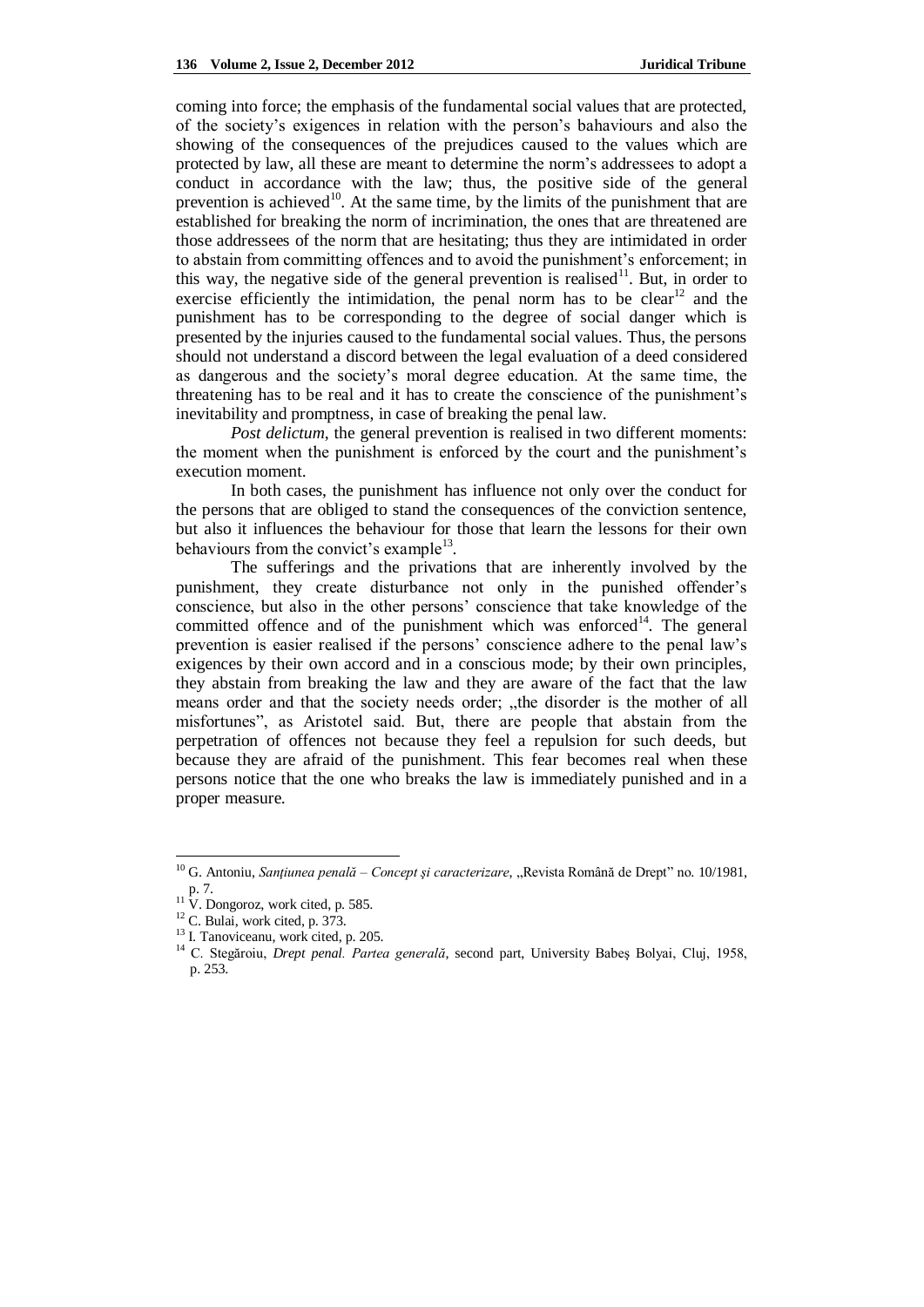coming into force; the emphasis of the fundamental social values that are protected, of the society's exigences in relation with the person's bahaviours and also the showing of the consequences of the prejudices caused to the values which are protected by law, all these are meant to determine the norm's addressees to adopt a conduct in accordance with the law; thus, the positive side of the general prevention is achieved[10]. At the same time, by the limits of the punishment that are established for breaking the norm of incrimination, the ones that are threatened are those addressees of the norm that are hesitating; thus they are intimidated in order to abstain from committing offences and to avoid the punishment's enforcement; in this way, the negative side of the general prevention is realised[11]. But, in order to exercise efficiently the intimidation, the penal norm has to be clear[12] and the punishment has to be corresponding to the degree of social danger which is presented by the injuries caused to the fundamental social values. Thus, the persons should not understand a discord between the legal evaluation of a deed considered as dangerous and the society's moral degree education. At the same time, the threatening has to be real and it has to create the conscience of the punishment's inevitability and promptness, in case of breaking the penal law.

*Post delictum*, the general prevention is realised in two different moments: the moment when the punishment is enforced by the court and the punishment's execution moment.

In both cases, the punishment has influence not only over the conduct for the persons that are obliged to stand the consequences of the conviction sentence, but also it influences the behaviour for those that learn the lessons for their own behaviours from the convict's example[13].

The sufferings and the privations that are inherently involved by the punishment, they create disturbance not only in the punished offender's conscience, but also in the other persons' conscience that take knowledge of the committed offence and of the punishment which was enforced[14]. The general prevention is easier realised if the persons' conscience adhere to the penal law's exigences by their own accord and in a conscious mode; by their own principles, they abstain from breaking the law and they are aware of the fact that the law means order and that the society needs order; „the disorder is the mother of all misfortunes", as Aristotel said. But, there are people that abstain from the perpetration of offences not because they feel a repulsion for such deeds, but because they are afraid of the punishment. This fear becomes real when these persons notice that the one who breaks the law is immediately punished and in a proper measure.

---

[10] G. Antoniu, *Sanţiunea penală – Concept şi caracterizare*, „Revista Română de Drept" no. 10/1981, p. 7.

[11] V. Dongoroz, work cited, p. 585.

[12] C. Bulai, work cited, p. 373.

[13] I. Tanoviceanu, work cited, p. 205.

[14] C. Stegăroiu, *Drept penal. Partea generală*, second part, University Babeş Bolyai, Cluj, 1958, p. 253.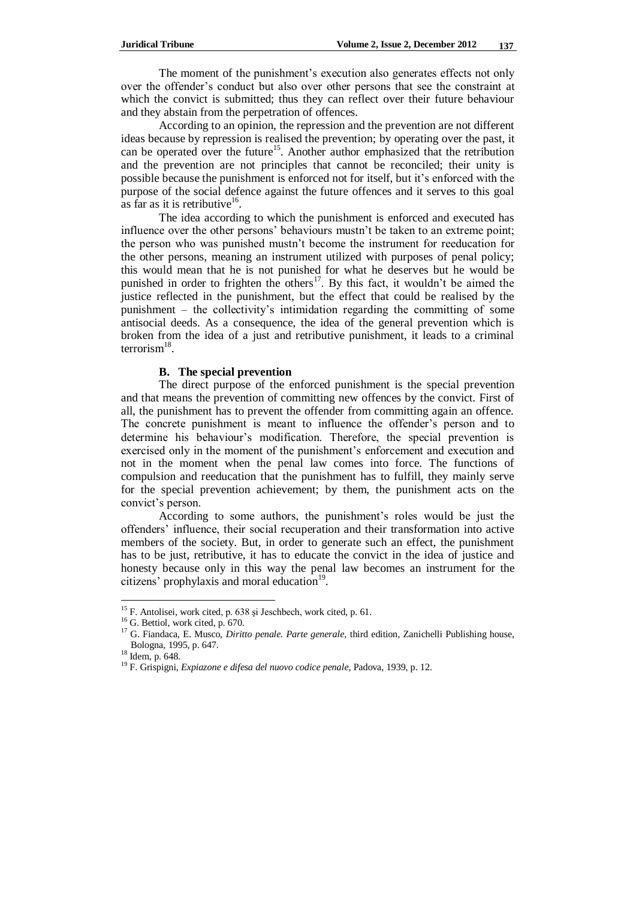The moment of the punishment's execution also generates effects not only over the offender's conduct but also over other persons that see the constraint at which the convict is submitted; thus they can reflect over their future behaviour and they abstain from the perpetration of offences.

According to an opinion, the repression and the prevention are not different ideas because by repression is realised the prevention; by operating over the past, it can be operated over the future[15]. Another author emphasized that the retribution and the prevention are not principles that cannot be reconciled; their unity is possible because the punishment is enforced not for itself, but it's enforced with the purpose of the social defence against the future offences and it serves to this goal as far as it is retributive[16].

The idea according to which the punishment is enforced and executed has influence over the other persons' behaviours mustn't be taken to an extreme point; the person who was punished mustn't become the instrument for reeducation for the other persons, meaning an instrument utilized with purposes of penal policy; this would mean that he is not punished for what he deserves but he would be punished in order to frighten the others[17]. By this fact, it wouldn't be aimed the justice reflected in the punishment, but the effect that could be realised by the punishment – the collectivity's intimidation regarding the committing of some antisocial deeds. As a consequence, the idea of the general prevention which is broken from the idea of a just and retributive punishment, it leads to a criminal terrorism[18].

### B. The special prevention

The direct purpose of the enforced punishment is the special prevention and that means the prevention of committing new offences by the convict. First of all, the punishment has to prevent the offender from committing again an offence. The concrete punishment is meant to influence the offender's person and to determine his behaviour's modification. Therefore, the special prevention is exercised only in the moment of the punishment's enforcement and execution and not in the moment when the penal law comes into force. The functions of compulsion and reeducation that the punishment has to fulfill, they mainly serve for the special prevention achievement; by them, the punishment acts on the convict's person.

According to some authors, the punishment's roles would be just the offenders' influence, their social recuperation and their transformation into active members of the society. But, in order to generate such an effect, the punishment has to be just, retributive, it has to educate the convict in the idea of justice and honesty because only in this way the penal law becomes an instrument for the citizens' prophylaxis and moral education[19].

---

[15] F. Antolisei, work cited, p. 638 și Jeschbech, work cited, p. 61.

[16] G. Bettiol, work cited, p. 670.

[17] G. Fiandaca, E. Musco, *Diritto penale. Parte generale*, third edition, Zanichelli Publishing house, Bologna, 1995, p. 647.

[18] Idem, p. 648.

[19] F. Grispigni, *Expiazone e difesa del nuovo codice penale*, Padova, 1939, p. 12.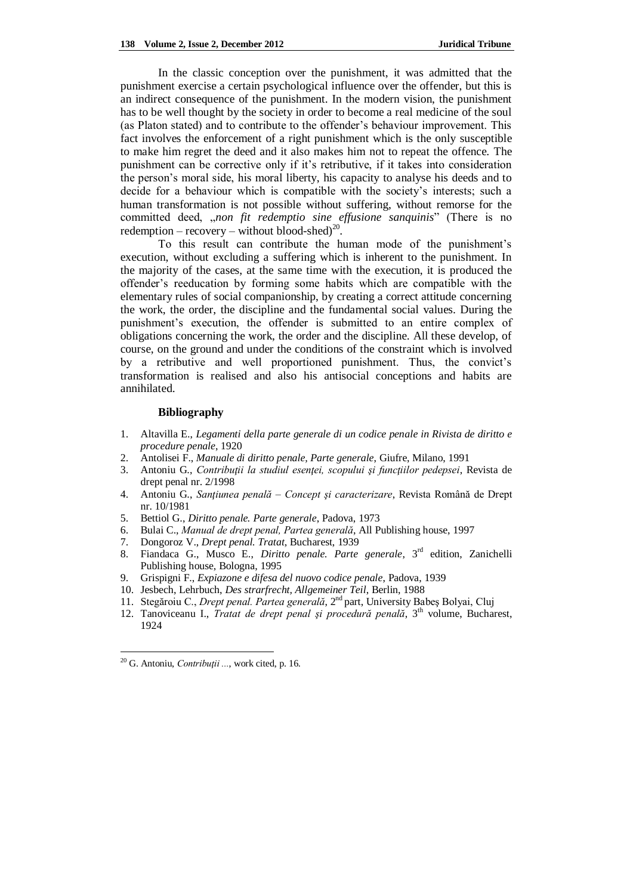In the classic conception over the punishment, it was admitted that the punishment exercise a certain psychological influence over the offender, but this is an indirect consequence of the punishment. In the modern vision, the punishment has to be well thought by the society in order to become a real medicine of the soul (as Platon stated) and to contribute to the offender's behaviour improvement. This fact involves the enforcement of a right punishment which is the only susceptible to make him regret the deed and it also makes him not to repeat the offence. The punishment can be corrective only if it's retributive, if it takes into consideration the person's moral side, his moral liberty, his capacity to analyse his deeds and to decide for a behaviour which is compatible with the society's interests; such a human transformation is not possible without suffering, without remorse for the committed deed, „*non fit redemptio sine effusione sanquinis*" (There is no redemption – recovery – without blood-shed)[20].

To this result can contribute the human mode of the punishment's execution, without excluding a suffering which is inherent to the punishment. In the majority of the cases, at the same time with the execution, it is produced the offender's reeducation by forming some habits which are compatible with the elementary rules of social companionship, by creating a correct attitude concerning the work, the order, the discipline and the fundamental social values. During the punishment's execution, the offender is submitted to an entire complex of obligations concerning the work, the order and the discipline. All these develop, of course, on the ground and under the conditions of the constraint which is involved by a retributive and well proportioned punishment. Thus, the convict's transformation is realised and also his antisocial conceptions and habits are annihilated.

## Bibliography

1. Altavilla E., *Legamenti della parte generale di un codice penale in Rivista de diritto e procedure penale*, 1920
2. Antolisei F., *Manuale di diritto penale, Parte generale*, Giufre, Milano, 1991
3. Antoniu G., *Contribuţii la studiul esenţei, scopului şi funcţiilor pedepsei*, Revista de drept penal nr. 2/1998
4. Antoniu G., *Sanţiunea penală – Concept şi caracterizare*, Revista Română de Drept nr. 10/1981
5. Bettiol G., *Diritto penale. Parte generale*, Padova, 1973
6. Bulai C., *Manual de drept penal, Partea generală*, All Publishing house, 1997
7. Dongoroz V., *Drept penal. Tratat*, Bucharest, 1939
8. Fiandaca G., Musco E., *Diritto penale. Parte generale*, 3rd edition, Zanichelli Publishing house, Bologna, 1995
9. Grispigni F., *Expiazone e difesa del nuovo codice penale*, Padova, 1939
10. Jesbech, Lehrbuch, *Des strarfrecht, Allgemeiner Teil*, Berlin, 1988
11. Stegăroiu C., *Drept penal. Partea generală*, 2nd part, University Babeş Bolyai, Cluj
12. Tanoviceanu I., *Tratat de drept penal şi procedură penală*, 3th volume, Bucharest, 1924

---

[20] G. Antoniu, *Contribuţii ...*, work cited, p. 16.